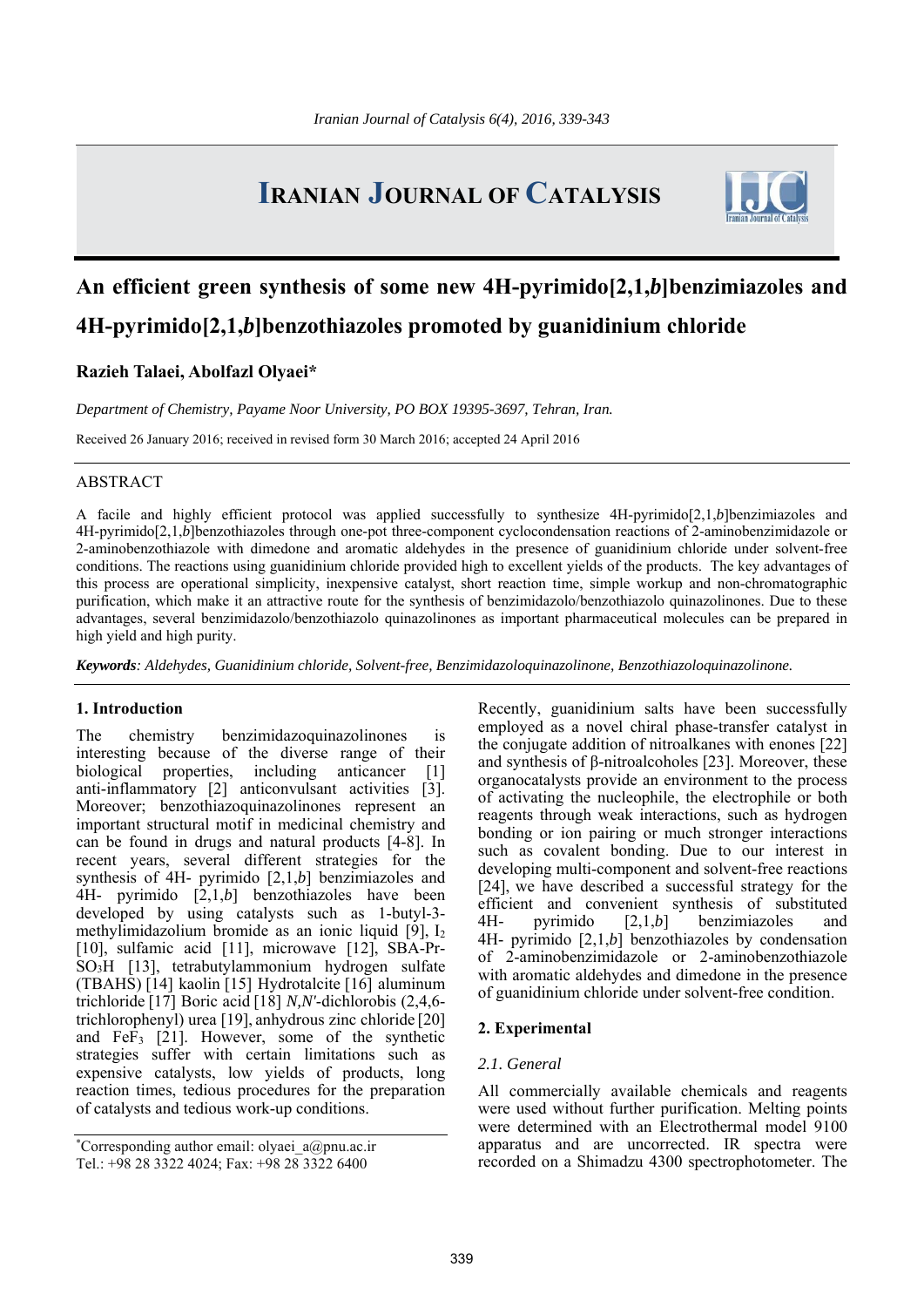# Iranian Journal of Catalysis

## An efficient green synthesis of some new 4H-pyrimido[2,1,*b*]benzimiazoles and 4H-pyrimido[2,1,*b*]benzothiazoles promoted by guanidinium chloride

**Razieh Talaei, Abolfazl Olyaei***

*Department of Chemistry, Payame Noor University, PO BOX 19395-3697, Tehran, Iran.*

Received 26 January 2016; received in revised form 30 March 2016; accepted 24 April 2016

### ABSTRACT

A facile and highly efficient protocol was applied successfully to synthesize 4H-pyrimido[2,1,*b*]benzimiazoles and 4H-pyrimido[2,1,*b*]benzothiazoles through one-pot three-component cyclocondensation reactions of 2-aminobenzimidazole or 2-aminobenzothiazole with dimedone and aromatic aldehydes in the presence of guanidinium chloride under solvent-free conditions. The reactions using guanidinium chloride provided high to excellent yields of the products. The key advantages of this process are operational simplicity, inexpensive catalyst, short reaction time, simple workup and non-chromatographic purification, which make it an attractive route for the synthesis of benzimidazolo/benzothiazolo quinazolinones. Due to these advantages, several benzimidazolo/benzothiazolo quinazolinones as important pharmaceutical molecules can be prepared in high yield and high purity.

***Keywords****: Aldehydes, Guanidinium chloride, Solvent-free, Benzimidazoloquinazolinone, Benzothiazoloquinazolinone.*

### 1. Introduction

The chemistry benzimidazoquinazolinones is interesting because of the diverse range of their biological properties, including anticancer [1] anti-inflammatory [2] anticonvulsant activities [3]. Moreover; benzothiazoquinazolinones represent an important structural motif in medicinal chemistry and can be found in drugs and natural products [4-8]. In recent years, several different strategies for the synthesis of 4H- pyrimido [2,1,*b*] benzimiazoles and 4H- pyrimido [2,1,*b*] benzothiazoles have been developed by using catalysts such as 1-butyl-3-methylimidazolium bromide as an ionic liquid [9], $I_2$ [10], sulfamic acid [11], microwave [12], SBA-Pr-$SO_3H$ [13], tetrabutylammonium hydrogen sulfate (TBAHS) [14] kaolin [15] Hydrotalcite [16] aluminum trichloride [17] Boric acid [18] *N,N'*-dichlorobis (2,4,6-trichlorophenyl) urea [19], anhydrous zinc chloride [20] and $FeF_3$ [21]. However, some of the synthetic strategies suffer with certain limitations such as expensive catalysts, low yields of products, long reaction times, tedious procedures for the preparation of catalysts and tedious work-up conditions.

Recently, guanidinium salts have been successfully employed as a novel chiral phase-transfer catalyst in the conjugate addition of nitroalkanes with enones [22] and synthesis of β-nitroalcoholes [23]. Moreover, these organocatalysts provide an environment to the process of activating the nucleophile, the electrophile or both reagents through weak interactions, such as hydrogen bonding or ion pairing or much stronger interactions such as covalent bonding. Due to our interest in developing multi-component and solvent-free reactions [24], we have described a successful strategy for the efficient and convenient synthesis of substituted 4H- pyrimido [2,1,*b*] benzimiazoles and 4H- pyrimido [2,1,*b*] benzothiazoles by condensation of 2-aminobenzimidazole or 2-aminobenzothiazole with aromatic aldehydes and dimedone in the presence of guanidinium chloride under solvent-free condition.

### 2. Experimental

#### *2.1. General*

All commercially available chemicals and reagents were used without further purification. Melting points were determined with an Electrothermal model 9100 apparatus and are uncorrected. IR spectra were recorded on a Shimadzu 4300 spectrophotometer. The

*Corresponding author email: olyaei_a@pnu.ac.ir
Tel.: +98 28 3322 4024; Fax: +98 28 3322 6400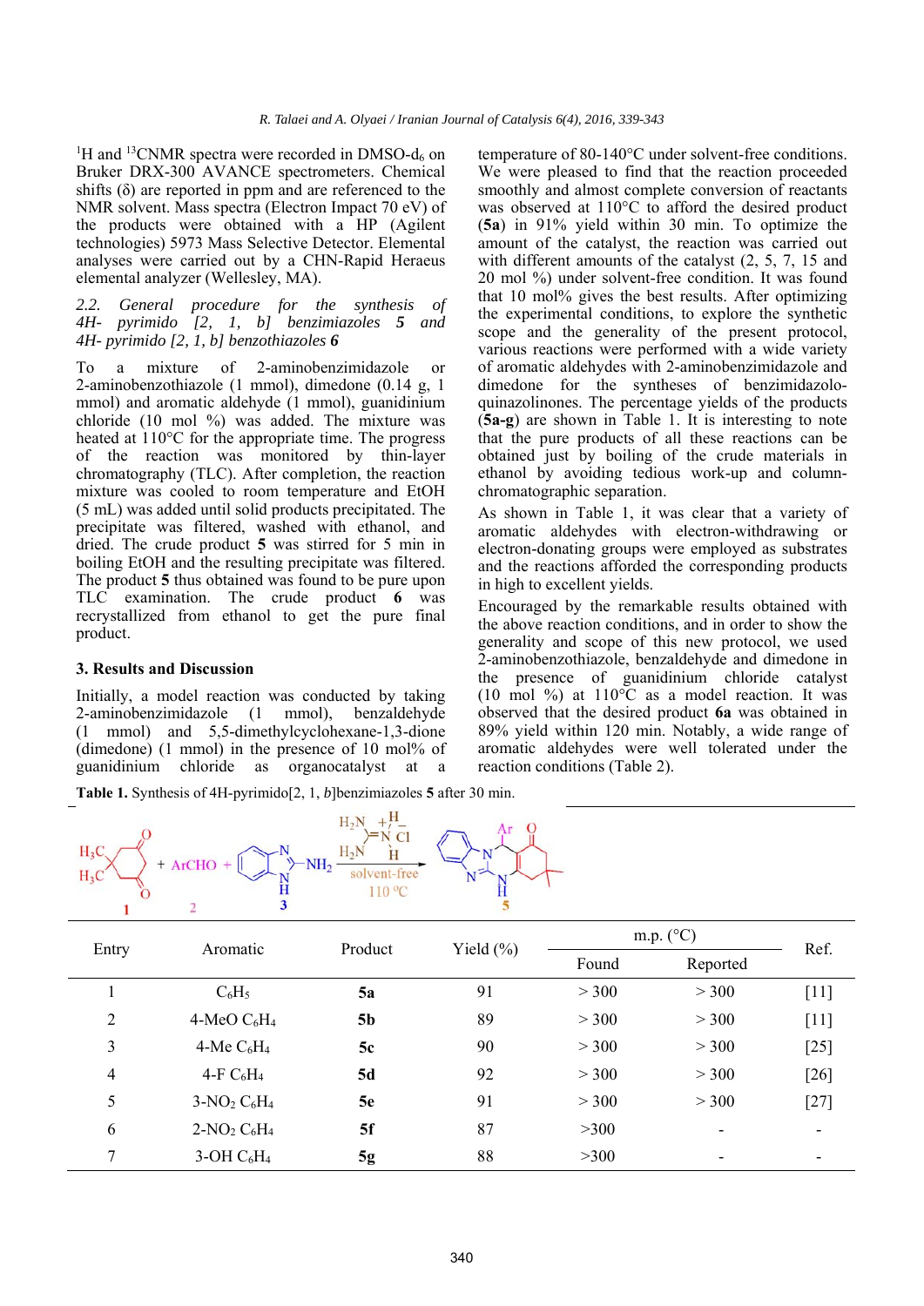$^{1}H$ and $^{13}C$NMR spectra were recorded in DMSO-$d_6$ on Bruker DRX-300 AVANCE spectrometers. Chemical shifts (δ) are reported in ppm and are referenced to the NMR solvent. Mass spectra (Electron Impact 70 eV) of the products were obtained with a HP (Agilent technologies) 5973 Mass Selective Detector. Elemental analyses were carried out by a CHN-Rapid Heraeus elemental analyzer (Wellesley, MA).

*2.2. General procedure for the synthesis of 4H- pyrimido [2, 1, b] benzimiazoles **5** and 4H- pyrimido [2, 1, b] benzothiazoles **6***

To a mixture of 2-aminobenzimidazole or 2-aminobenzothiazole (1 mmol), dimedone (0.14 g, 1 mmol) and aromatic aldehyde (1 mmol), guanidinium chloride (10 mol %) was added. The mixture was heated at 110°C for the appropriate time. The progress of the reaction was monitored by thin-layer chromatography (TLC). After completion, the reaction mixture was cooled to room temperature and EtOH (5 mL) was added until solid products precipitated. The precipitate was filtered, washed with ethanol, and dried. The crude product **5** was stirred for 5 min in boiling EtOH and the resulting precipitate was filtered. The product **5** thus obtained was found to be pure upon TLC examination. The crude product **6** was recrystallized from ethanol to get the pure final product.

### 3. Results and Discussion

Initially, a model reaction was conducted by taking 2-aminobenzimidazole (1 mmol), benzaldehyde (1 mmol) and 5,5-dimethylcyclohexane-1,3-dione (dimedone) (1 mmol) in the presence of 10 mol% of guanidinium chloride as organocatalyst at a temperature of 80-140°C under solvent-free conditions. We were pleased to find that the reaction proceeded smoothly and almost complete conversion of reactants was observed at 110°C to afford the desired product (**5a**) in 91% yield within 30 min. To optimize the amount of the catalyst, the reaction was carried out with different amounts of the catalyst (2, 5, 7, 15 and 20 mol %) under solvent-free condition. It was found that 10 mol% gives the best results. After optimizing the experimental conditions, to explore the synthetic scope and the generality of the present protocol, various reactions were performed with a wide variety of aromatic aldehydes with 2-aminobenzimidazole and dimedone for the syntheses of benzimidazolo-quinazolinones. The percentage yields of the products (**5a-g**) are shown in Table 1. It is interesting to note that the pure products of all these reactions can be obtained just by boiling of the crude materials in ethanol by avoiding tedious work-up and column-chromatographic separation.

As shown in Table 1, it was clear that a variety of aromatic aldehydes with electron-withdrawing or electron-donating groups were employed as substrates and the reactions afforded the corresponding products in high to excellent yields.

Encouraged by the remarkable results obtained with the above reaction conditions, and in order to show the generality and scope of this new protocol, we used 2-aminobenzothiazole, benzaldehyde and dimedone in the presence of guanidinium chloride catalyst (10 mol %) at 110°C as a model reaction. It was observed that the desired product **6a** was obtained in 89% yield within 120 min. Notably, a wide range of aromatic aldehydes were well tolerated under the reaction conditions (Table 2).

**Table 1.** Synthesis of 4H-pyrimido[2, 1, *b*]benzimiazoles **5** after 30 min.

| Entry | Aromatic | Product | Yield (%) | m.p. (°C) | | Ref. |
|---|---|---|---|---|---|---|
| | | | | Found | Reported | |
| 1 | $C_6H_5$ | **5a** | 91 | > 300 | > 300 | [11] |
| 2 | 4-MeO $C_6H_4$ | **5b** | 89 | > 300 | > 300 | [11] |
| 3 | 4-Me $C_6H_4$ | **5c** | 90 | > 300 | > 300 | [25] |
| 4 | 4-F $C_6H_4$ | **5d** | 92 | > 300 | > 300 | [26] |
| 5 | 3-$NO_2$ $C_6H_4$ | **5e** | 91 | > 300 | > 300 | [27] |
| 6 | 2-$NO_2$ $C_6H_4$ | **5f** | 87 | >300 | - | - |
| 7 | 3-OH $C_6H_4$ | **5g** | 88 | >300 | - | - |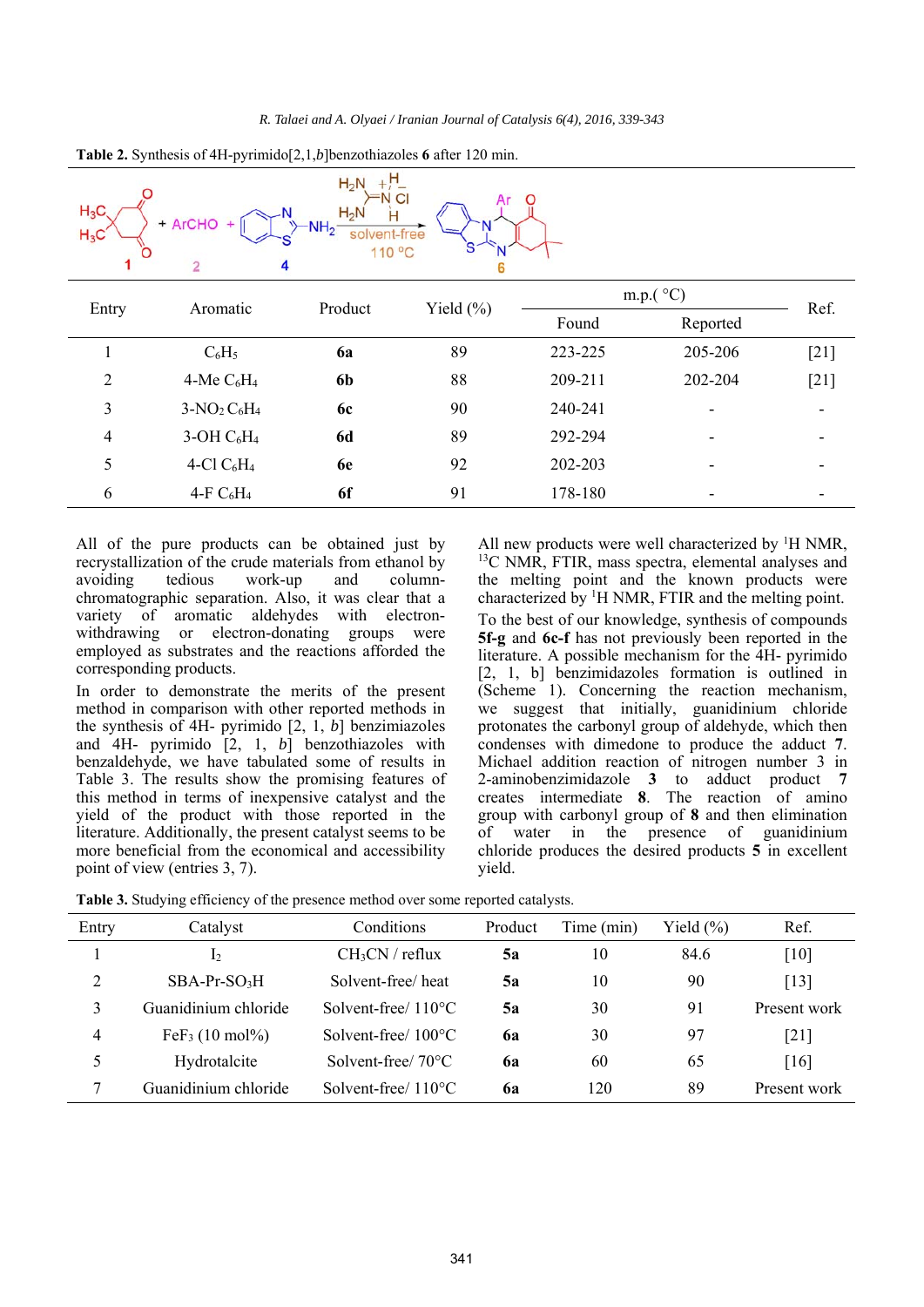**Table 2.** Synthesis of 4H-pyrimido[2,1,*b*]benzothiazoles **6** after 120 min.

| Entry | Aromatic | Product | Yield (%) | m.p.( °C) | | Ref. |
|---|---|---|---|---|---|---|
| | | | | Found | Reported | |
| 1 | $C_6H_5$ | **6a** | 89 | 223-225 | 205-206 | [21] |
| 2 | 4-Me $C_6H_4$ | **6b** | 88 | 209-211 | 202-204 | [21] |
| 3 | 3-$NO_2$ $C_6H_4$ | **6c** | 90 | 240-241 | - | - |
| 4 | 3-OH $C_6H_4$ | **6d** | 89 | 292-294 | - | - |
| 5 | 4-Cl $C_6H_4$ | **6e** | 92 | 202-203 | - | - |
| 6 | 4-F $C_6H_4$ | **6f** | 91 | 178-180 | - | - |

All of the pure products can be obtained just by recrystallization of the crude materials from ethanol by avoiding tedious work-up and column-chromatographic separation. Also, it was clear that a variety of aromatic aldehydes with electron-withdrawing or electron-donating groups were employed as substrates and the reactions afforded the corresponding products.

In order to demonstrate the merits of the present method in comparison with other reported methods in the synthesis of 4H- pyrimido [2, 1, *b*] benzimiazoles and 4H- pyrimido [2, 1, *b*] benzothiazoles with benzaldehyde, we have tabulated some of results in Table 3. The results show the promising features of this method in terms of inexpensive catalyst and the yield of the product with those reported in the literature. Additionally, the present catalyst seems to be more beneficial from the economical and accessibility point of view (entries 3, 7).

All new products were well characterized by $^1$H NMR, $^{13}$C NMR, FTIR, mass spectra, elemental analyses and the melting point and the known products were characterized by $^1$H NMR, FTIR and the melting point.

To the best of our knowledge, synthesis of compounds **5f-g** and **6c-f** has not previously been reported in the literature. A possible mechanism for the 4H- pyrimido [2, 1, b] benzimidazoles formation is outlined in (Scheme 1). Concerning the reaction mechanism, we suggest that initially, guanidinium chloride protonates the carbonyl group of aldehyde, which then condenses with dimedone to produce the adduct **7**. Michael addition reaction of nitrogen number 3 in 2-aminobenzimidazole **3** to adduct product **7** creates intermediate **8**. The reaction of amino group with carbonyl group of **8** and then elimination of water in the presence of guanidinium chloride produces the desired products **5** in excellent yield.

**Table 3.** Studying efficiency of the presence method over some reported catalysts.

| Entry | Catalyst | Conditions | Product | Time (min) | Yield (%) | Ref. |
|---|---|---|---|---|---|---|
| 1 | $I_2$ | $CH_3CN$ / reflux | **5a** | 10 | 84.6 | [10] |
| 2 | SBA-Pr-$SO_3$H | Solvent-free/ heat | **5a** | 10 | 90 | [13] |
| 3 | Guanidinium chloride | Solvent-free/ 110°C | **5a** | 30 | 91 | Present work |
| 4 | $FeF_3$ (10 mol%) | Solvent-free/ 100°C | **6a** | 30 | 97 | [21] |
| 5 | Hydrotalcite | Solvent-free/ 70°C | **6a** | 60 | 65 | [16] |
| 7 | Guanidinium chloride | Solvent-free/ 110°C | **6a** | 120 | 89 | Present work |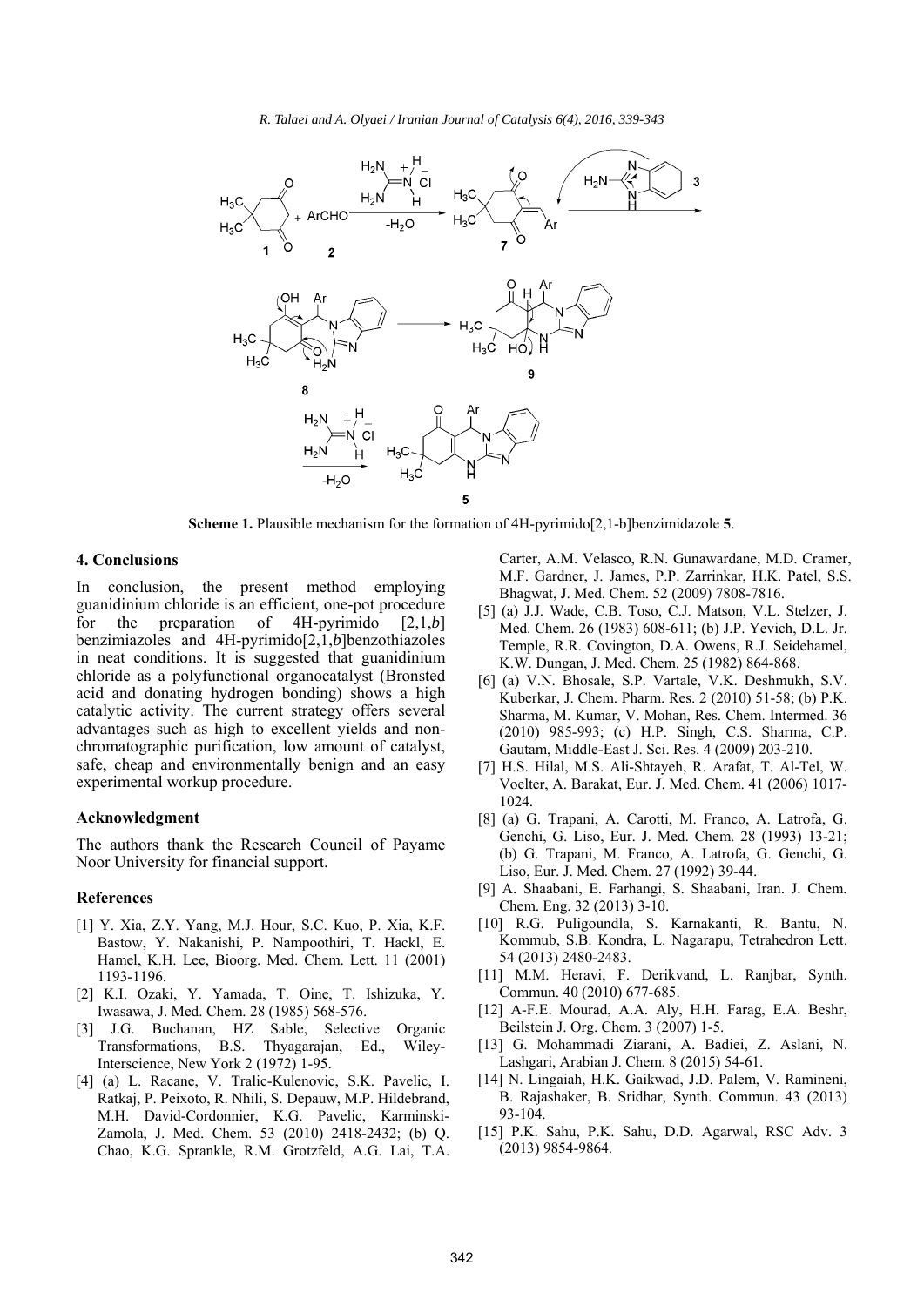**Scheme 1.** Plausible mechanism for the formation of 4H-pyrimido[2,1-b]benzimidazole **5**.

## 4. Conclusions

In conclusion, the present method employing guanidinium chloride is an efficient, one-pot procedure for the preparation of 4H-pyrimido [2,1,*b*] benzimiazoles and 4H-pyrimido[2,1,*b*]benzothiazoles in neat conditions. It is suggested that guanidinium chloride as a polyfunctional organocatalyst (Bronsted acid and donating hydrogen bonding) shows a high catalytic activity. The current strategy offers several advantages such as high to excellent yields and non-chromatographic purification, low amount of catalyst, safe, cheap and environmentally benign and an easy experimental workup procedure.

### Acknowledgment

The authors thank the Research Council of Payame Noor University for financial support.

### References

[1] Y. Xia, Z.Y. Yang, M.J. Hour, S.C. Kuo, P. Xia, K.F. Bastow, Y. Nakanishi, P. Nampoothiri, T. Hackl, E. Hamel, K.H. Lee, Bioorg. Med. Chem. Lett. 11 (2001) 1193-1196.

[2] K.I. Ozaki, Y. Yamada, T. Oine, T. Ishizuka, Y. Iwasawa, J. Med. Chem. 28 (1985) 568-576.

[3] J.G. Buchanan, HZ Sable, Selective Organic Transformations, B.S. Thyagarajan, Ed., Wiley-Interscience, New York 2 (1972) 1-95.

[4] (a) L. Racane, V. Tralic-Kulenovic, S.K. Pavelic, I. Ratkaj, P. Peixoto, R. Nhili, S. Depauw, M.P. Hildebrand, M.H. David-Cordonnier, K.G. Pavelic, Karminski-Zamola, J. Med. Chem. 53 (2010) 2418-2432; (b) Q. Chao, K.G. Sprankle, R.M. Grotzfeld, A.G. Lai, T.A. Carter, A.M. Velasco, R.N. Gunawardane, M.D. Cramer, M.F. Gardner, J. James, P.P. Zarrinkar, H.K. Patel, S.S. Bhagwat, J. Med. Chem. 52 (2009) 7808-7816.

[5] (a) J.J. Wade, C.B. Toso, C.J. Matson, V.L. Stelzer, J. Med. Chem. 26 (1983) 608-611; (b) J.P. Yevich, D.L. Jr. Temple, R.R. Covington, D.A. Owens, R.J. Seidehamel, K.W. Dungan, J. Med. Chem. 25 (1982) 864-868.

[6] (a) V.N. Bhosale, S.P. Vartale, V.K. Deshmukh, S.V. Kuberkar, J. Chem. Pharm. Res. 2 (2010) 51-58; (b) P.K. Sharma, M. Kumar, V. Mohan, Res. Chem. Intermed. 36 (2010) 985-993; (c) H.P. Singh, C.S. Sharma, C.P. Gautam, Middle-East J. Sci. Res. 4 (2009) 203-210.

[7] H.S. Hilal, M.S. Ali-Shtayeh, R. Arafat, T. Al-Tel, W. Voelter, A. Barakat, Eur. J. Med. Chem. 41 (2006) 1017-1024.

[8] (a) G. Trapani, A. Carotti, M. Franco, A. Latrofa, G. Genchi, G. Liso, Eur. J. Med. Chem. 28 (1993) 13-21; (b) G. Trapani, M. Franco, A. Latrofa, G. Genchi, G. Liso, Eur. J. Med. Chem. 27 (1992) 39-44.

[9] A. Shaabani, E. Farhangi, S. Shaabani, Iran. J. Chem. Chem. Eng. 32 (2013) 3-10.

[10] R.G. Puligoundla, S. Karnakanti, R. Bantu, N. Kommub, S.B. Kondra, L. Nagarapu, Tetrahedron Lett. 54 (2013) 2480-2483.

[11] M.M. Heravi, F. Derikvand, L. Ranjbar, Synth. Commun. 40 (2010) 677-685.

[12] A-F.E. Mourad, A.A. Aly, H.H. Farag, E.A. Beshr, Beilstein J. Org. Chem. 3 (2007) 1-5.

[13] G. Mohammadi Ziarani, A. Badiei, Z. Aslani, N. Lashgari, Arabian J. Chem. 8 (2015) 54-61.

[14] N. Lingaiah, H.K. Gaikwad, J.D. Palem, V. Ramineni, B. Rajashaker, B. Sridhar, Synth. Commun. 43 (2013) 93-104.

[15] P.K. Sahu, P.K. Sahu, D.D. Agarwal, RSC Adv. 3 (2013) 9854-9864.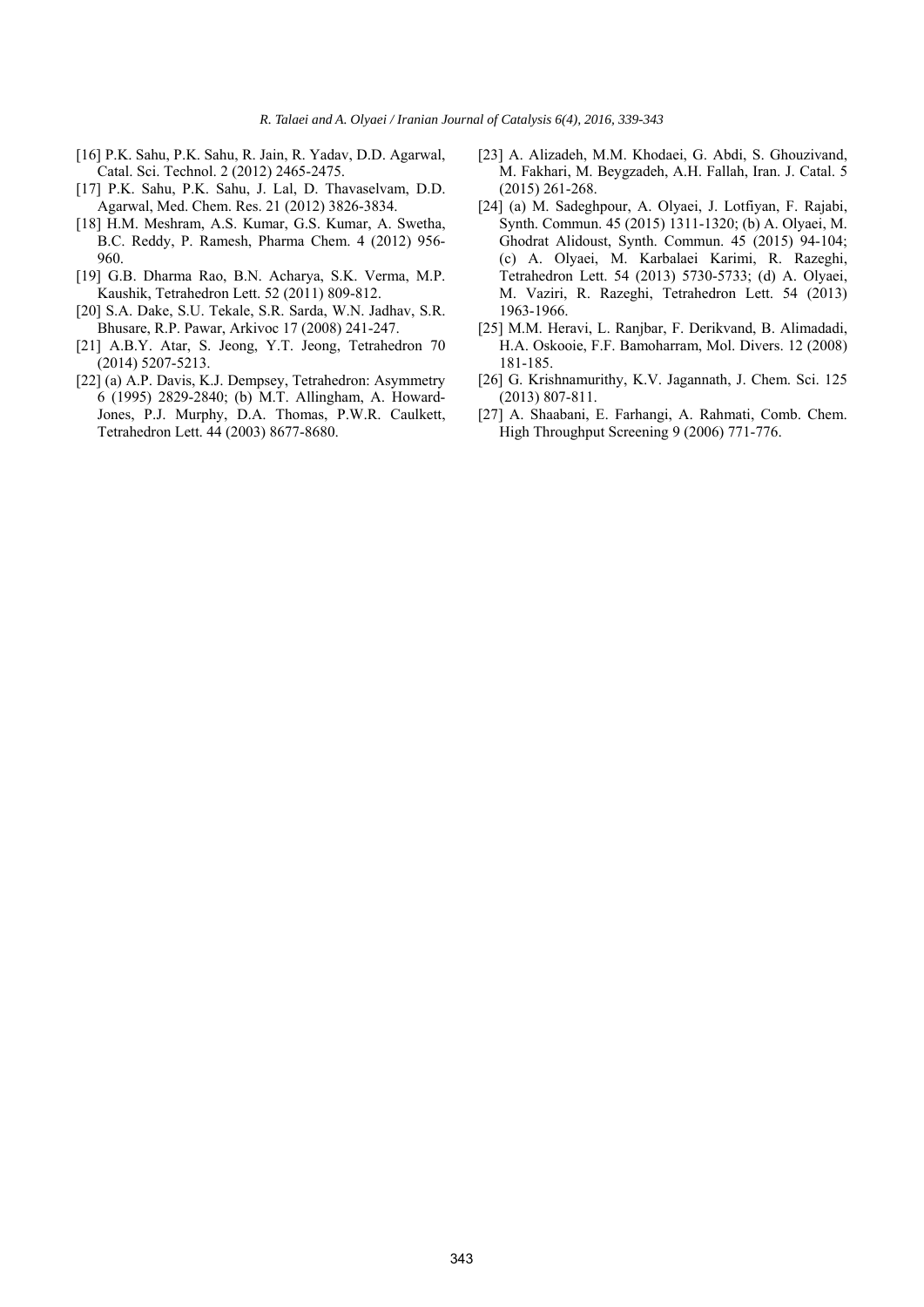[16] P.K. Sahu, P.K. Sahu, R. Jain, R. Yadav, D.D. Agarwal, Catal. Sci. Technol. 2 (2012) 2465-2475.

[17] P.K. Sahu, P.K. Sahu, J. Lal, D. Thavaselvam, D.D. Agarwal, Med. Chem. Res. 21 (2012) 3826-3834.

[18] H.M. Meshram, A.S. Kumar, G.S. Kumar, A. Swetha, B.C. Reddy, P. Ramesh, Pharma Chem. 4 (2012) 956-960.

[19] G.B. Dharma Rao, B.N. Acharya, S.K. Verma, M.P. Kaushik, Tetrahedron Lett. 52 (2011) 809-812.

[20] S.A. Dake, S.U. Tekale, S.R. Sarda, W.N. Jadhav, S.R. Bhusare, R.P. Pawar, Arkivoc 17 (2008) 241-247.

[21] A.B.Y. Atar, S. Jeong, Y.T. Jeong, Tetrahedron 70 (2014) 5207-5213.

[22] (a) A.P. Davis, K.J. Dempsey, Tetrahedron: Asymmetry 6 (1995) 2829-2840; (b) M.T. Allingham, A. Howard-Jones, P.J. Murphy, D.A. Thomas, P.W.R. Caulkett, Tetrahedron Lett. 44 (2003) 8677-8680.

[23] A. Alizadeh, M.M. Khodaei, G. Abdi, S. Ghouzivand, M. Fakhari, M. Beygzadeh, A.H. Fallah, Iran. J. Catal. 5 (2015) 261-268.

[24] (a) M. Sadeghpour, A. Olyaei, J. Lotfiyan, F. Rajabi, Synth. Commun. 45 (2015) 1311-1320; (b) A. Olyaei, M. Ghodrat Alidoust, Synth. Commun. 45 (2015) 94-104; (c) A. Olyaei, M. Karbalaei Karimi, R. Razeghi, Tetrahedron Lett. 54 (2013) 5730-5733; (d) A. Olyaei, M. Vaziri, R. Razeghi, Tetrahedron Lett. 54 (2013) 1963-1966.

[25] M.M. Heravi, L. Ranjbar, F. Derikvand, B. Alimadadi, H.A. Oskooie, F.F. Bamoharram, Mol. Divers. 12 (2008) 181-185.

[26] G. Krishnamurithy, K.V. Jagannath, J. Chem. Sci. 125 (2013) 807-811.

[27] A. Shaabani, E. Farhangi, A. Rahmati, Comb. Chem. High Throughput Screening 9 (2006) 771-776.